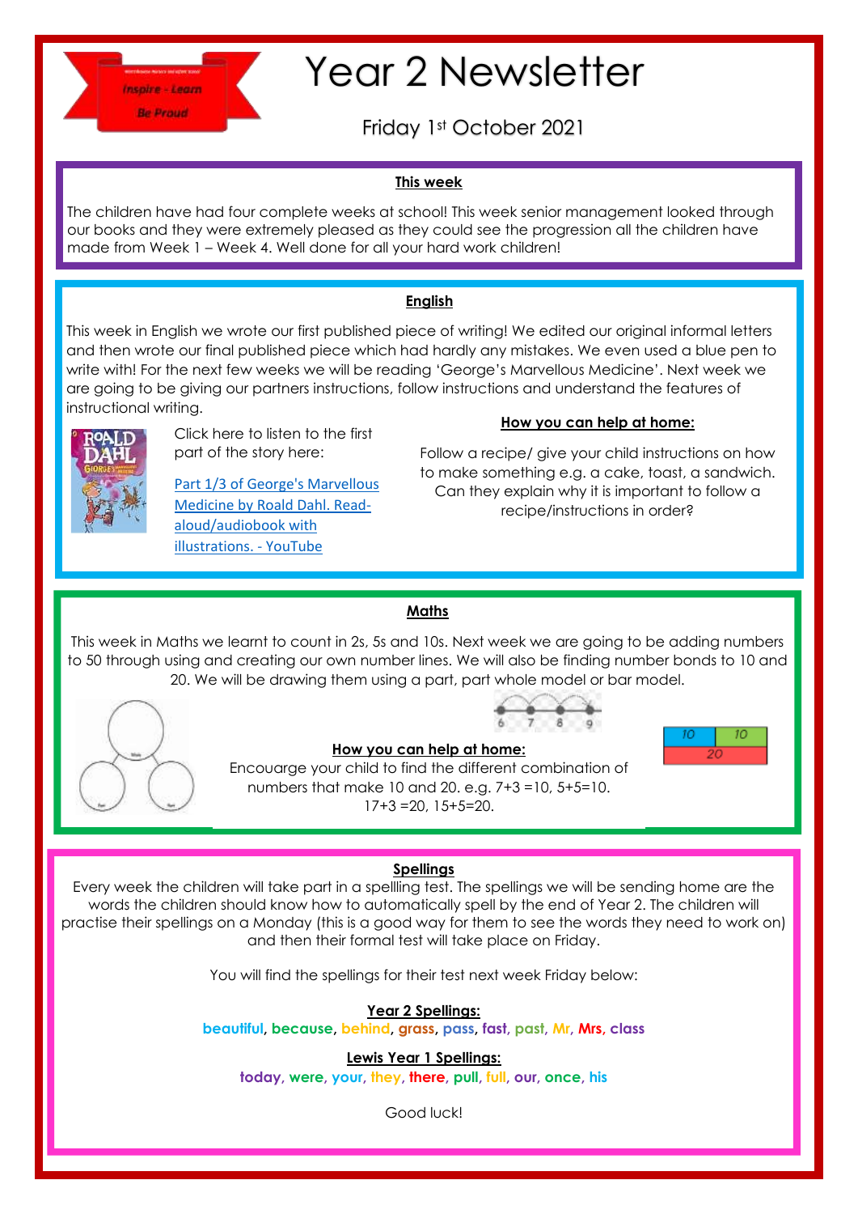Inspire - Learn
Be Proud

# Year 2 Newsletter

Friday 1st October 2021

## This week

The children have had four complete weeks at school! This week senior management looked through our books and they were extremely pleased as they could see the progression all the children have made from Week 1 – Week 4. Well done for all your hard work children!

## English

This week in English we wrote our first published piece of writing! We edited our original informal letters and then wrote our final published piece which had hardly any mistakes. We even used a blue pen to write with! For the next few weeks we will be reading 'George's Marvellous Medicine'. Next week we are going to be giving our partners instructions, follow instructions and understand the features of instructional writing.

Click here to listen to the first part of the story here:

Part 1/3 of George's Marvellous Medicine by Roald Dahl. Read-aloud/audiobook with illustrations. - YouTube

### How you can help at home:

Follow a recipe/ give your child instructions on how to make something e.g. a cake, toast, a sandwich. Can they explain why it is important to follow a recipe/instructions in order?

## Maths

This week in Maths we learnt to count in 2s, 5s and 10s. Next week we are going to be adding numbers to 50 through using and creating our own number lines. We will also be finding number bonds to 10 and 20. We will be drawing them using a part, part whole model or bar model.

### How you can help at home:

Encouarge your child to find the different combination of numbers that make 10 and 20. e.g. 7+3 =10, 5+5=10. 17+3 =20, 15+5=20.

## Spellings

Every week the children will take part in a spellling test. The spellings we will be sending home are the words the children should know how to automatically spell by the end of Year 2. The children will practise their spellings on a Monday (this is a good way for them to see the words they need to work on) and then their formal test will take place on Friday.

You will find the spellings for their test next week Friday below:

**Year 2 Spellings:**

**beautiful, because, behind, grass, pass, fast, past, Mr, Mrs, class**

**Lewis Year 1 Spellings:**

**today, were, your, they, there, pull, full, our, once, his**

Good luck!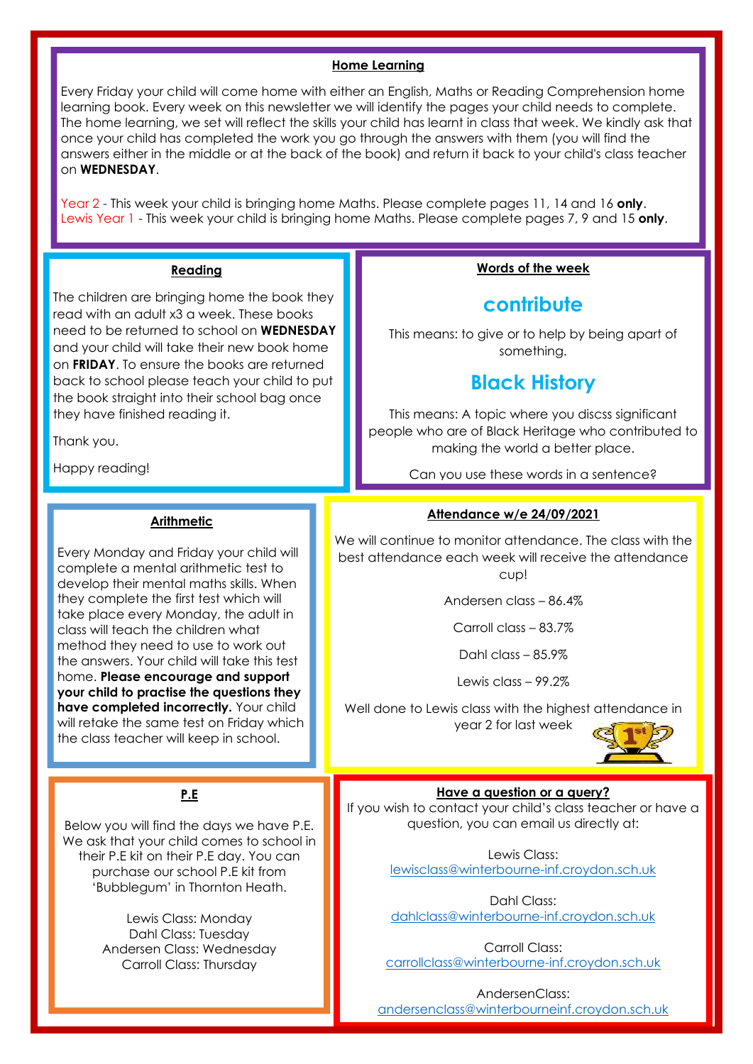## Home Learning

Every Friday your child will come home with either an English, Maths or Reading Comprehension home learning book. Every week on this newsletter we will identify the pages your child needs to complete. The home learning, we set will reflect the skills your child has learnt in class that week. We kindly ask that once your child has completed the work you go through the answers with them (you will find the answers either in the middle or at the back of the book) and return it back to your child's class teacher on **WEDNESDAY**.

Year 2 - This week your child is bringing home Maths. Please complete pages 11, 14 and 16 **only**.
Lewis Year 1 - This week your child is bringing home Maths. Please complete pages 7, 9 and 15 **only**.

## Reading

The children are bringing home the book they read with an adult x3 a week. These books need to be returned to school on **WEDNESDAY** and your child will take their new book home on **FRIDAY**. To ensure the books are returned back to school please teach your child to put the book straight into their school bag once they have finished reading it.

Thank you.

Happy reading!

## Words of the week

### contribute

This means: to give or to help by being apart of something.

### Black History

This means: A topic where you discss significant people who are of Black Heritage who contributed to making the world a better place.

Can you use these words in a sentence?

## Arithmetic

Every Monday and Friday your child will complete a mental arithmetic test to develop their mental maths skills. When they complete the first test which will take place every Monday, the adult in class will teach the children what method they need to use to work out the answers. Your child will take this test home. **Please encourage and support your child to practise the questions they have completed incorrectly.** Your child will retake the same test on Friday which the class teacher will keep in school.

## Attendance w/e 24/09/2021

We will continue to monitor attendance. The class with the best attendance each week will receive the attendance cup!

Andersen class – 86.4%

Carroll class – 83.7%

Dahl class – 85.9%

Lewis class – 99.2%

Well done to Lewis class with the highest attendance in year 2 for last week

## P.E

Below you will find the days we have P.E. We ask that your child comes to school in their P.E kit on their P.E day. You can purchase our school P.E kit from 'Bubblegum' in Thornton Heath.

Lewis Class: Monday
Dahl Class: Tuesday
Andersen Class: Wednesday
Carroll Class: Thursday

## Have a question or a query?

If you wish to contact your child's class teacher or have a question, you can email us directly at:

Lewis Class:
lewisclass@winterbourne-inf.croydon.sch.uk

Dahl Class:
dahlclass@winterbourne-inf.croydon.sch.uk

Carroll Class:
carrollclass@winterbourne-inf.croydon.sch.uk

AndersenClass:
andersenclass@winterbourneinf.croydon.sch.uk